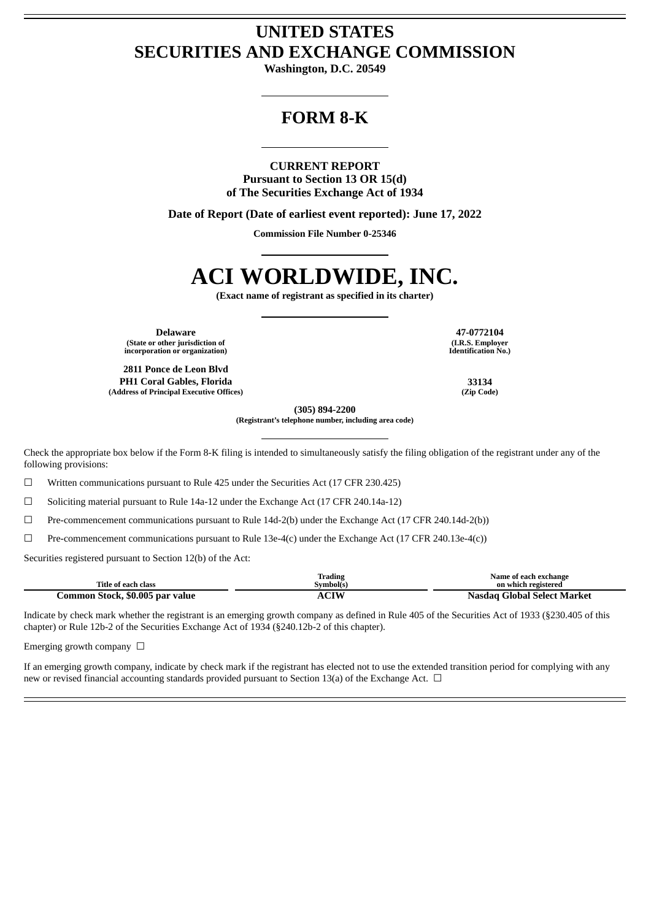# UNITED STATES
# SECURITIES AND EXCHANGE COMMISSION

**Washington, D.C. 20549**

## FORM 8-K

**CURRENT REPORT**
**Pursuant to Section 13 OR 15(d)**
**of The Securities Exchange Act of 1934**

**Date of Report (Date of earliest event reported): June 17, 2022**

**Commission File Number 0-25346**

# ACI WORLDWIDE, INC.

**(Exact name of registrant as specified in its charter)**

| | |
|---|---|
| **Delaware** | **47-0772104** |
| **(State or other jurisdiction of incorporation or organization)** | **(I.R.S. Employer Identification No.)** |
| **2811 Ponce de Leon Blvd PH1 Coral Gables, Florida** | **33134** |
| **(Address of Principal Executive Offices)** | **(Zip Code)** |

**(305) 894-2200**
**(Registrant's telephone number, including area code)**

Check the appropriate box below if the Form 8-K filing is intended to simultaneously satisfy the filing obligation of the registrant under any of the following provisions:

☐ Written communications pursuant to Rule 425 under the Securities Act (17 CFR 230.425)

☐ Soliciting material pursuant to Rule 14a-12 under the Exchange Act (17 CFR 240.14a-12)

☐ Pre-commencement communications pursuant to Rule 14d-2(b) under the Exchange Act (17 CFR 240.14d-2(b))

☐ Pre-commencement communications pursuant to Rule 13e-4(c) under the Exchange Act (17 CFR 240.13e-4(c))

Securities registered pursuant to Section 12(b) of the Act:

| Title of each class | Trading Symbol(s) | Name of each exchange on which registered |
|---|---|---|
| **Common Stock, $0.005 par value** | **ACIW** | **Nasdaq Global Select Market** |

Indicate by check mark whether the registrant is an emerging growth company as defined in Rule 405 of the Securities Act of 1933 (§230.405 of this chapter) or Rule 12b-2 of the Securities Exchange Act of 1934 (§240.12b-2 of this chapter).

Emerging growth company ☐

If an emerging growth company, indicate by check mark if the registrant has elected not to use the extended transition period for complying with any new or revised financial accounting standards provided pursuant to Section 13(a) of the Exchange Act. ☐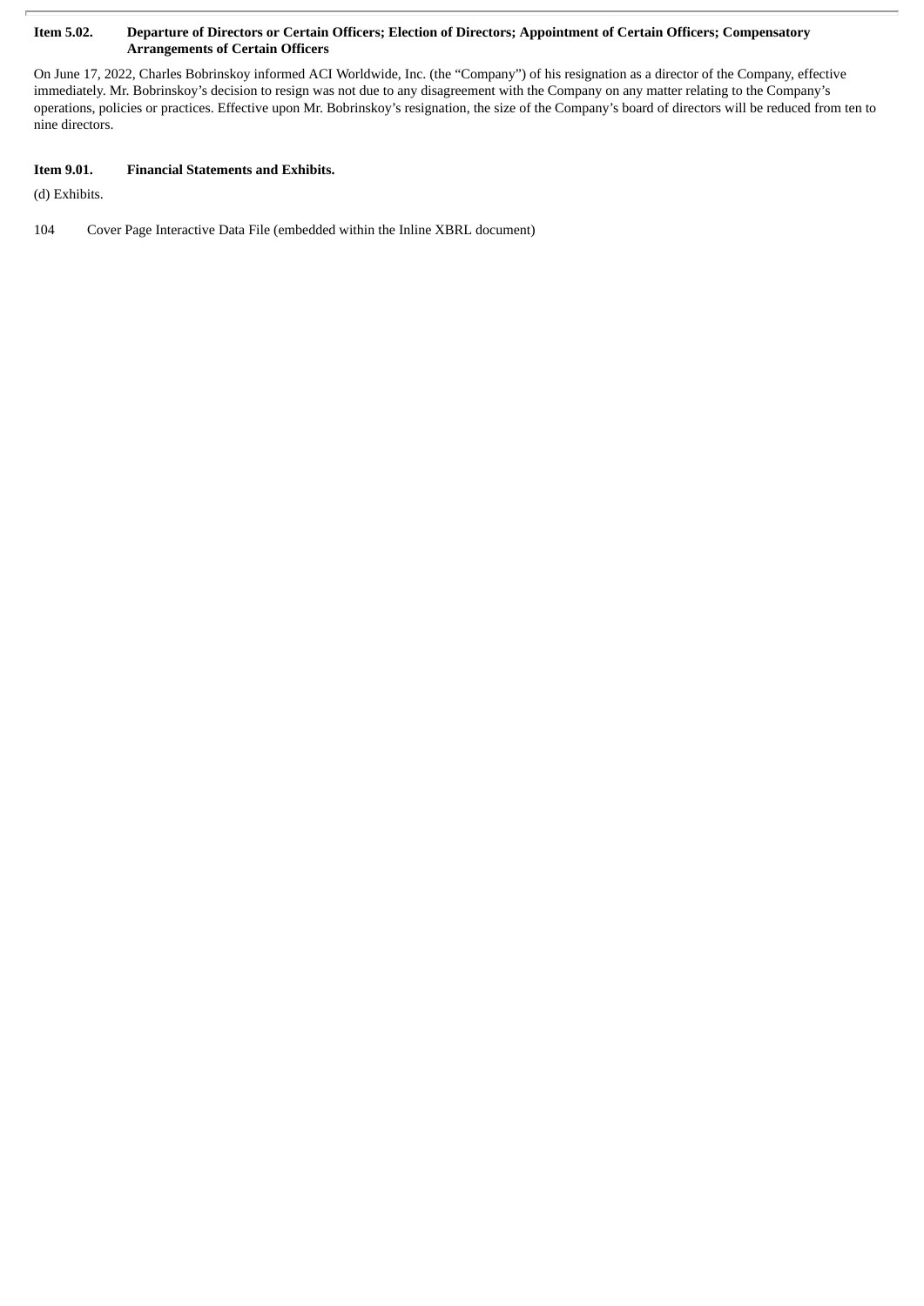**Item 5.02. Departure of Directors or Certain Officers; Election of Directors; Appointment of Certain Officers; Compensatory Arrangements of Certain Officers**

On June 17, 2022, Charles Bobrinskoy informed ACI Worldwide, Inc. (the "Company") of his resignation as a director of the Company, effective immediately. Mr. Bobrinskoy's decision to resign was not due to any disagreement with the Company on any matter relating to the Company's operations, policies or practices. Effective upon Mr. Bobrinskoy's resignation, the size of the Company's board of directors will be reduced from ten to nine directors.

**Item 9.01. Financial Statements and Exhibits.**

(d) Exhibits.

104 Cover Page Interactive Data File (embedded within the Inline XBRL document)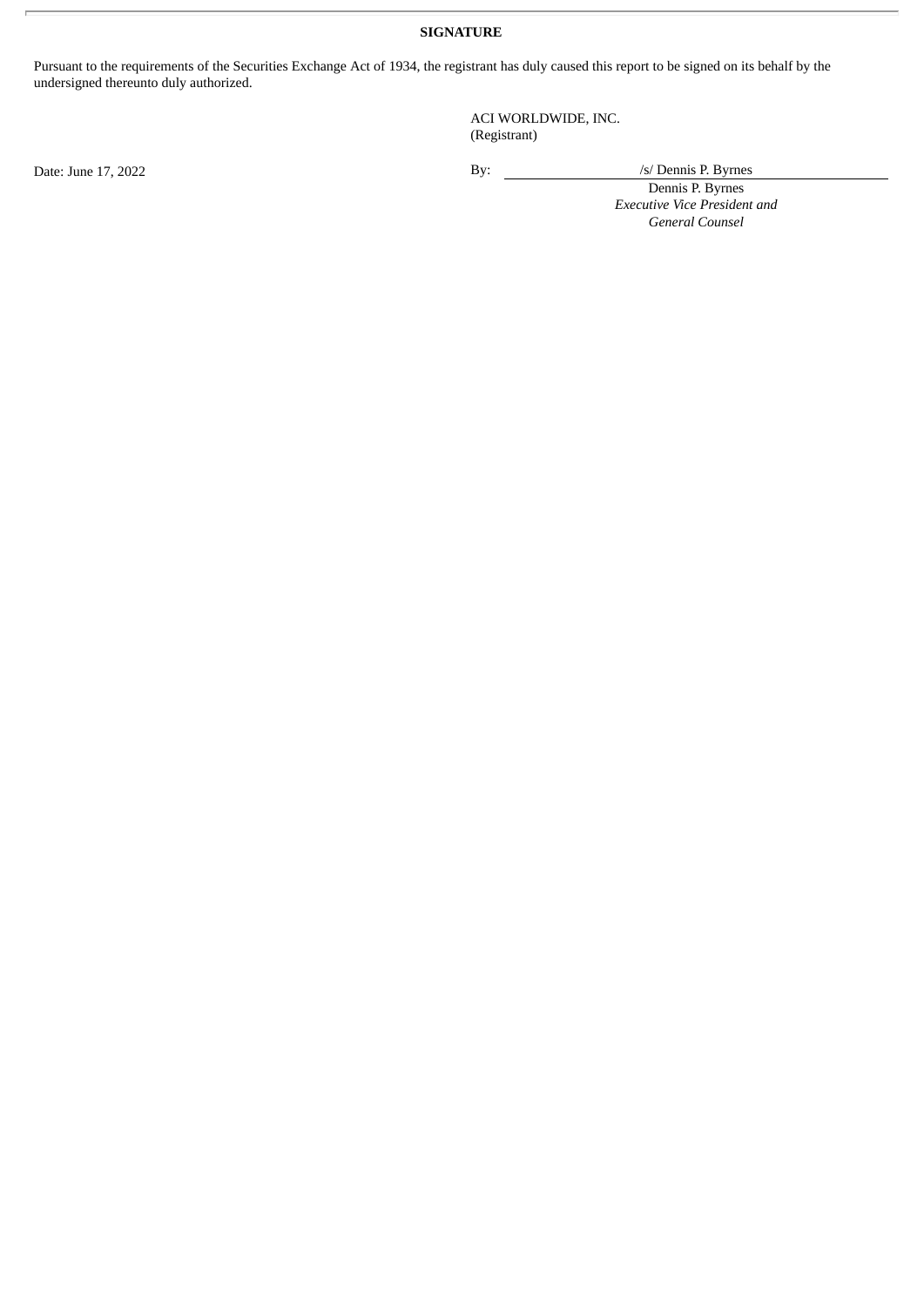**SIGNATURE**

Pursuant to the requirements of the Securities Exchange Act of 1934, the registrant has duly caused this report to be signed on its behalf by the undersigned thereunto duly authorized.

ACI WORLDWIDE, INC.
(Registrant)

Date: June 17, 2022

By: /s/ Dennis P. Byrnes
Dennis P. Byrnes
*Executive Vice President and General Counsel*